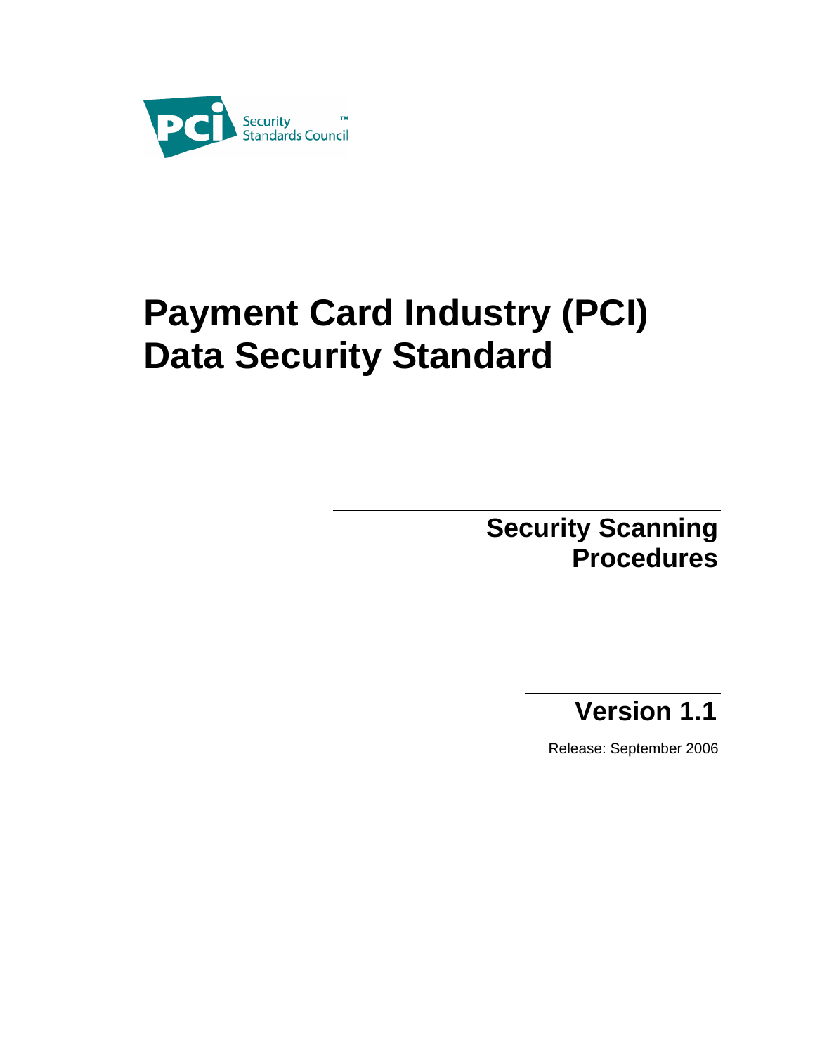PCI Security Standards Council™

# Payment Card Industry (PCI) Data Security Standard

## Security Scanning Procedures

## Version 1.1

Release: September 2006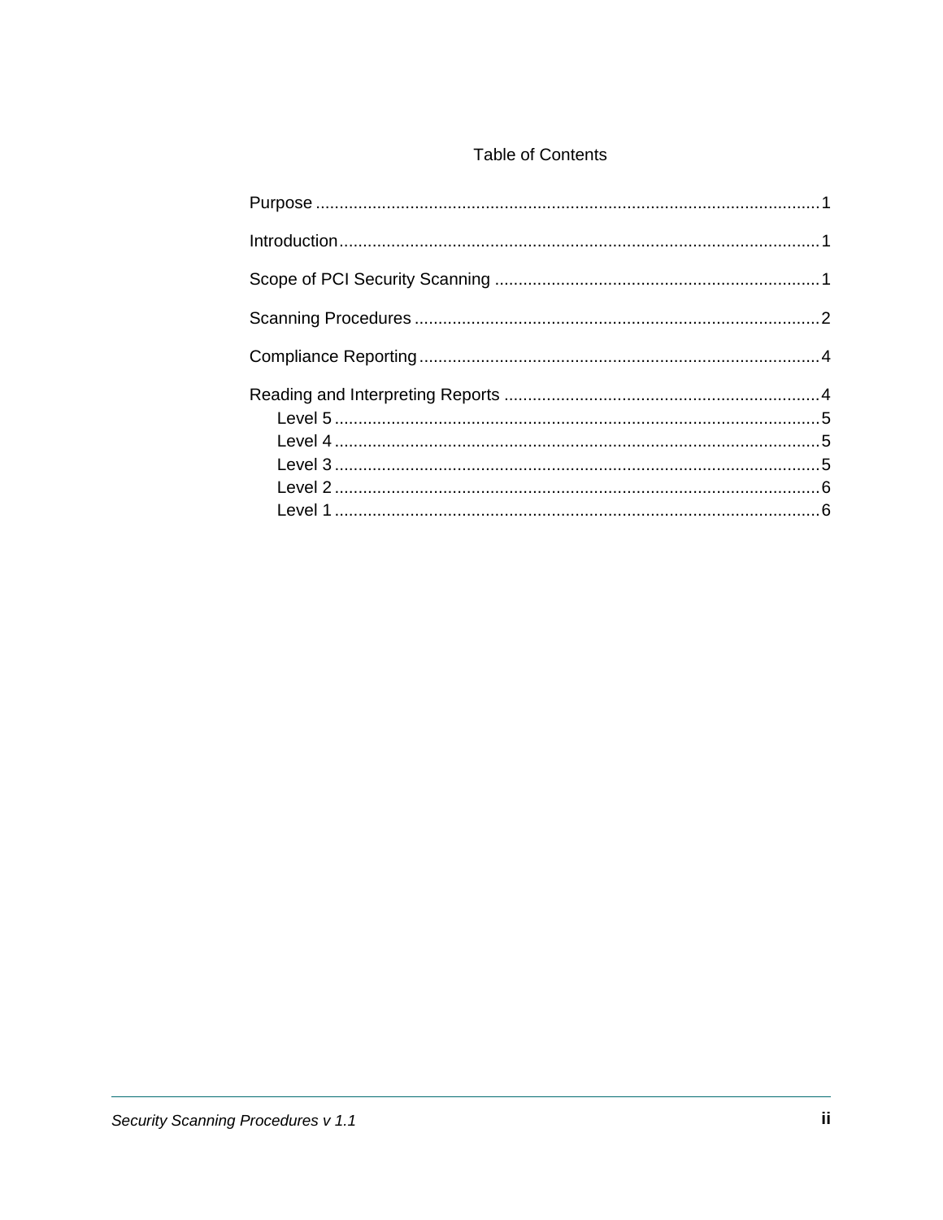# Table of Contents

Purpose ....................................................................................................... 1

Introduction.................................................................................................. 1

Scope of PCI Security Scanning ................................................................. 1

Scanning Procedures .................................................................................. 2

Compliance Reporting ................................................................................. 4

Reading and Interpreting Reports ............................................................... 4

- Level 5 ................................................................................................... 5
- Level 4 ................................................................................................... 5
- Level 3 ................................................................................................... 5
- Level 2 ................................................................................................... 6
- Level 1 ................................................................................................... 6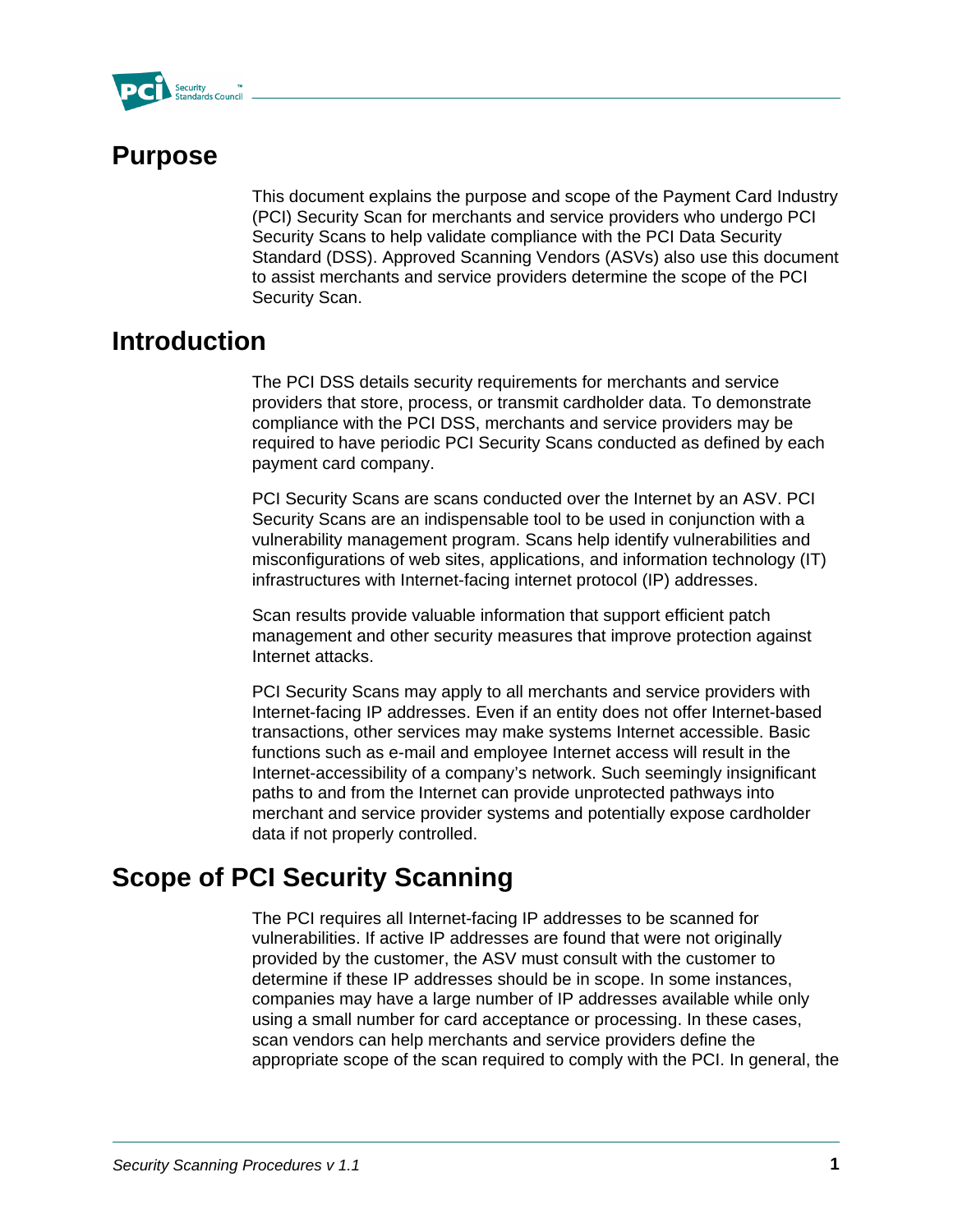# Purpose

This document explains the purpose and scope of the Payment Card Industry (PCI) Security Scan for merchants and service providers who undergo PCI Security Scans to help validate compliance with the PCI Data Security Standard (DSS). Approved Scanning Vendors (ASVs) also use this document to assist merchants and service providers determine the scope of the PCI Security Scan.

# Introduction

The PCI DSS details security requirements for merchants and service providers that store, process, or transmit cardholder data. To demonstrate compliance with the PCI DSS, merchants and service providers may be required to have periodic PCI Security Scans conducted as defined by each payment card company.

PCI Security Scans are scans conducted over the Internet by an ASV. PCI Security Scans are an indispensable tool to be used in conjunction with a vulnerability management program. Scans help identify vulnerabilities and misconfigurations of web sites, applications, and information technology (IT) infrastructures with Internet-facing internet protocol (IP) addresses.

Scan results provide valuable information that support efficient patch management and other security measures that improve protection against Internet attacks.

PCI Security Scans may apply to all merchants and service providers with Internet-facing IP addresses. Even if an entity does not offer Internet-based transactions, other services may make systems Internet accessible. Basic functions such as e-mail and employee Internet access will result in the Internet-accessibility of a company's network. Such seemingly insignificant paths to and from the Internet can provide unprotected pathways into merchant and service provider systems and potentially expose cardholder data if not properly controlled.

# Scope of PCI Security Scanning

The PCI requires all Internet-facing IP addresses to be scanned for vulnerabilities. If active IP addresses are found that were not originally provided by the customer, the ASV must consult with the customer to determine if these IP addresses should be in scope. In some instances, companies may have a large number of IP addresses available while only using a small number for card acceptance or processing. In these cases, scan vendors can help merchants and service providers define the appropriate scope of the scan required to comply with the PCI. In general, the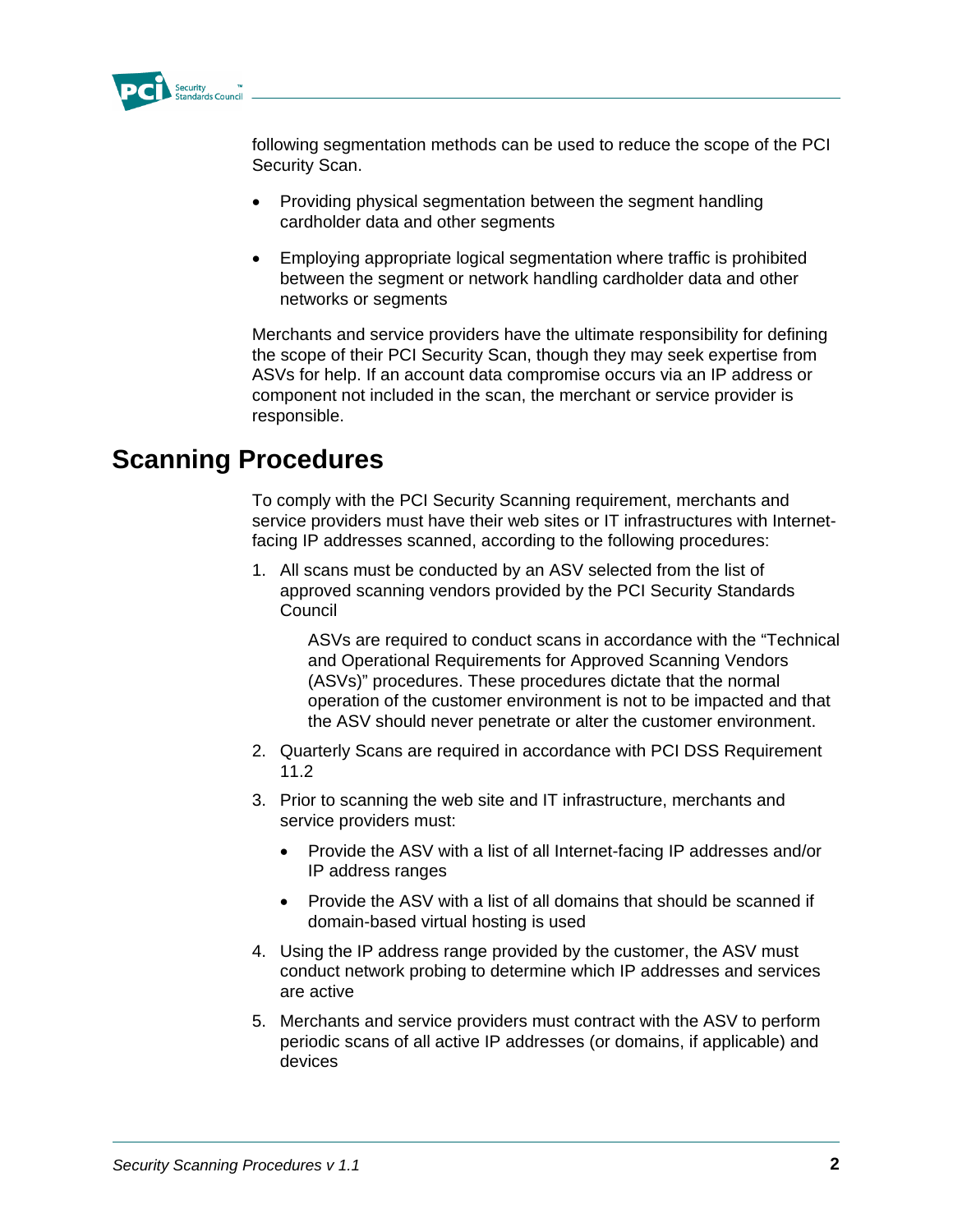following segmentation methods can be used to reduce the scope of the PCI Security Scan.

- Providing physical segmentation between the segment handling cardholder data and other segments
- Employing appropriate logical segmentation where traffic is prohibited between the segment or network handling cardholder data and other networks or segments

Merchants and service providers have the ultimate responsibility for defining the scope of their PCI Security Scan, though they may seek expertise from ASVs for help. If an account data compromise occurs via an IP address or component not included in the scan, the merchant or service provider is responsible.

## Scanning Procedures

To comply with the PCI Security Scanning requirement, merchants and service providers must have their web sites or IT infrastructures with Internet-facing IP addresses scanned, according to the following procedures:

1. All scans must be conducted by an ASV selected from the list of approved scanning vendors provided by the PCI Security Standards Council

   ASVs are required to conduct scans in accordance with the "Technical and Operational Requirements for Approved Scanning Vendors (ASVs)" procedures. These procedures dictate that the normal operation of the customer environment is not to be impacted and that the ASV should never penetrate or alter the customer environment.

2. Quarterly Scans are required in accordance with PCI DSS Requirement 11.2
3. Prior to scanning the web site and IT infrastructure, merchants and service providers must:
   - Provide the ASV with a list of all Internet-facing IP addresses and/or IP address ranges
   - Provide the ASV with a list of all domains that should be scanned if domain-based virtual hosting is used
4. Using the IP address range provided by the customer, the ASV must conduct network probing to determine which IP addresses and services are active
5. Merchants and service providers must contract with the ASV to perform periodic scans of all active IP addresses (or domains, if applicable) and devices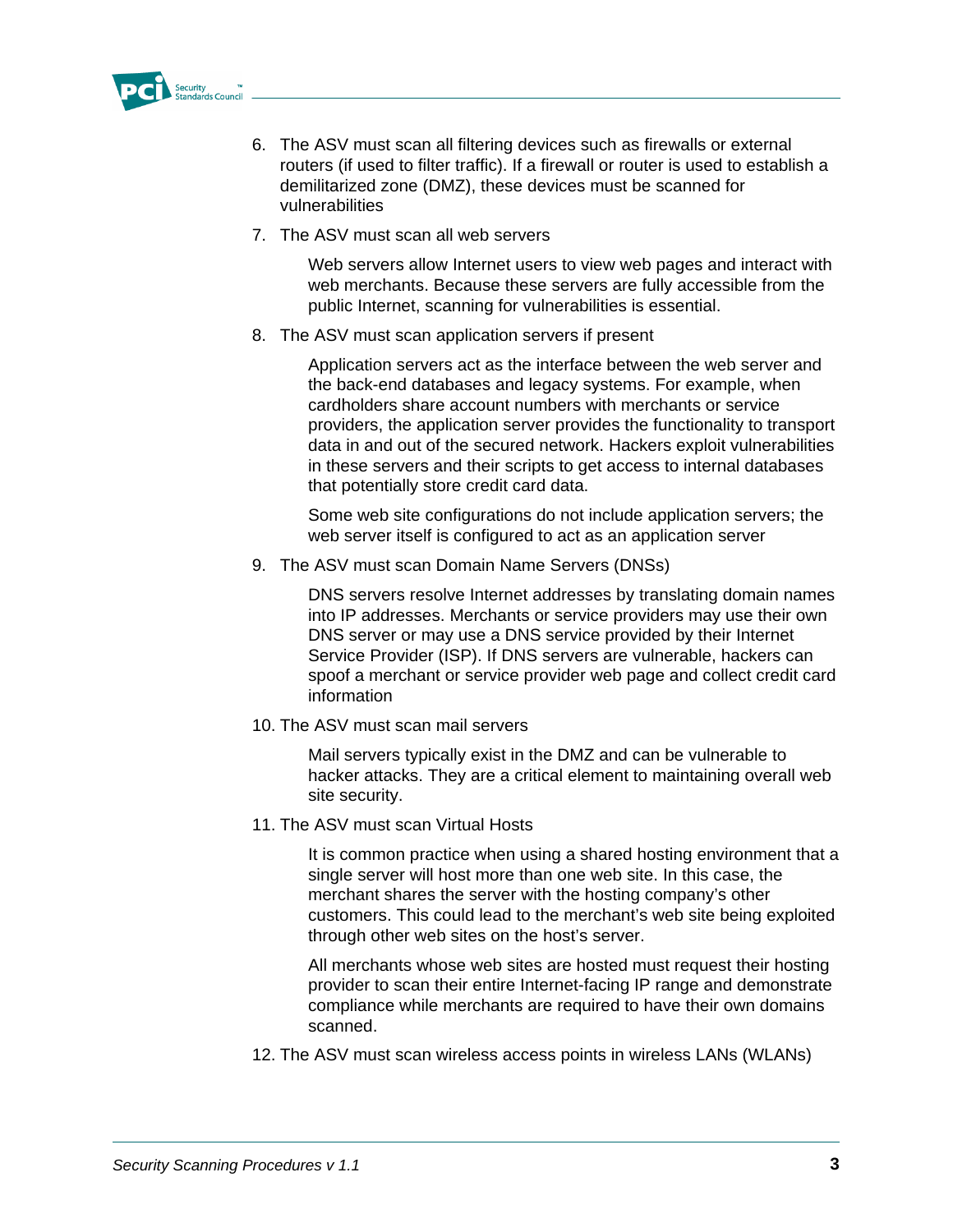6. The ASV must scan all filtering devices such as firewalls or external routers (if used to filter traffic). If a firewall or router is used to establish a demilitarized zone (DMZ), these devices must be scanned for vulnerabilities

7. The ASV must scan all web servers

   Web servers allow Internet users to view web pages and interact with web merchants. Because these servers are fully accessible from the public Internet, scanning for vulnerabilities is essential.

8. The ASV must scan application servers if present

   Application servers act as the interface between the web server and the back-end databases and legacy systems. For example, when cardholders share account numbers with merchants or service providers, the application server provides the functionality to transport data in and out of the secured network. Hackers exploit vulnerabilities in these servers and their scripts to get access to internal databases that potentially store credit card data.

   Some web site configurations do not include application servers; the web server itself is configured to act as an application server

9. The ASV must scan Domain Name Servers (DNSs)

   DNS servers resolve Internet addresses by translating domain names into IP addresses. Merchants or service providers may use their own DNS server or may use a DNS service provided by their Internet Service Provider (ISP). If DNS servers are vulnerable, hackers can spoof a merchant or service provider web page and collect credit card information

10. The ASV must scan mail servers

    Mail servers typically exist in the DMZ and can be vulnerable to hacker attacks. They are a critical element to maintaining overall web site security.

11. The ASV must scan Virtual Hosts

    It is common practice when using a shared hosting environment that a single server will host more than one web site. In this case, the merchant shares the server with the hosting company's other customers. This could lead to the merchant's web site being exploited through other web sites on the host's server.

    All merchants whose web sites are hosted must request their hosting provider to scan their entire Internet-facing IP range and demonstrate compliance while merchants are required to have their own domains scanned.

12. The ASV must scan wireless access points in wireless LANs (WLANs)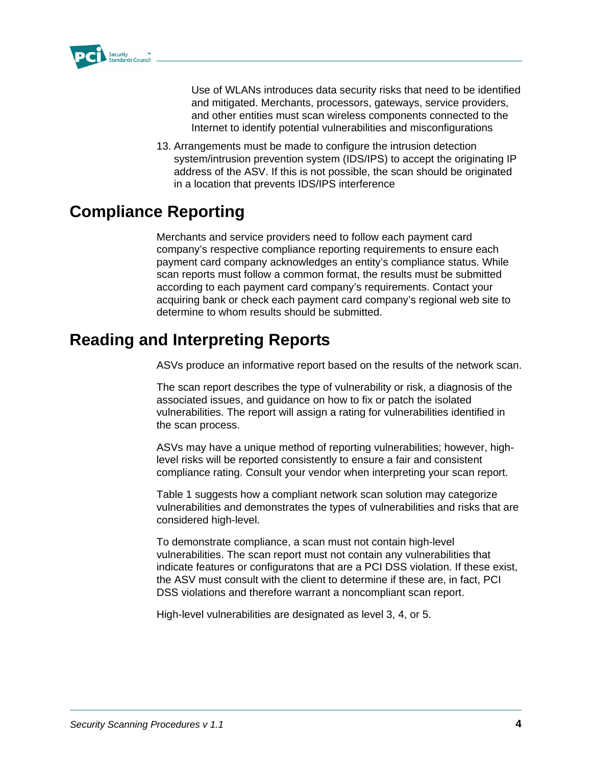Use of WLANs introduces data security risks that need to be identified and mitigated. Merchants, processors, gateways, service providers, and other entities must scan wireless components connected to the Internet to identify potential vulnerabilities and misconfigurations

13. Arrangements must be made to configure the intrusion detection system/intrusion prevention system (IDS/IPS) to accept the originating IP address of the ASV. If this is not possible, the scan should be originated in a location that prevents IDS/IPS interference

## Compliance Reporting

Merchants and service providers need to follow each payment card company's respective compliance reporting requirements to ensure each payment card company acknowledges an entity's compliance status. While scan reports must follow a common format, the results must be submitted according to each payment card company's requirements. Contact your acquiring bank or check each payment card company's regional web site to determine to whom results should be submitted.

## Reading and Interpreting Reports

ASVs produce an informative report based on the results of the network scan.

The scan report describes the type of vulnerability or risk, a diagnosis of the associated issues, and guidance on how to fix or patch the isolated vulnerabilities. The report will assign a rating for vulnerabilities identified in the scan process.

ASVs may have a unique method of reporting vulnerabilities; however, high-level risks will be reported consistently to ensure a fair and consistent compliance rating. Consult your vendor when interpreting your scan report.

Table 1 suggests how a compliant network scan solution may categorize vulnerabilities and demonstrates the types of vulnerabilities and risks that are considered high-level.

To demonstrate compliance, a scan must not contain high-level vulnerabilities. The scan report must not contain any vulnerabilities that indicate features or configuratons that are a PCI DSS violation. If these exist, the ASV must consult with the client to determine if these are, in fact, PCI DSS violations and therefore warrant a noncompliant scan report.

High-level vulnerabilities are designated as level 3, 4, or 5.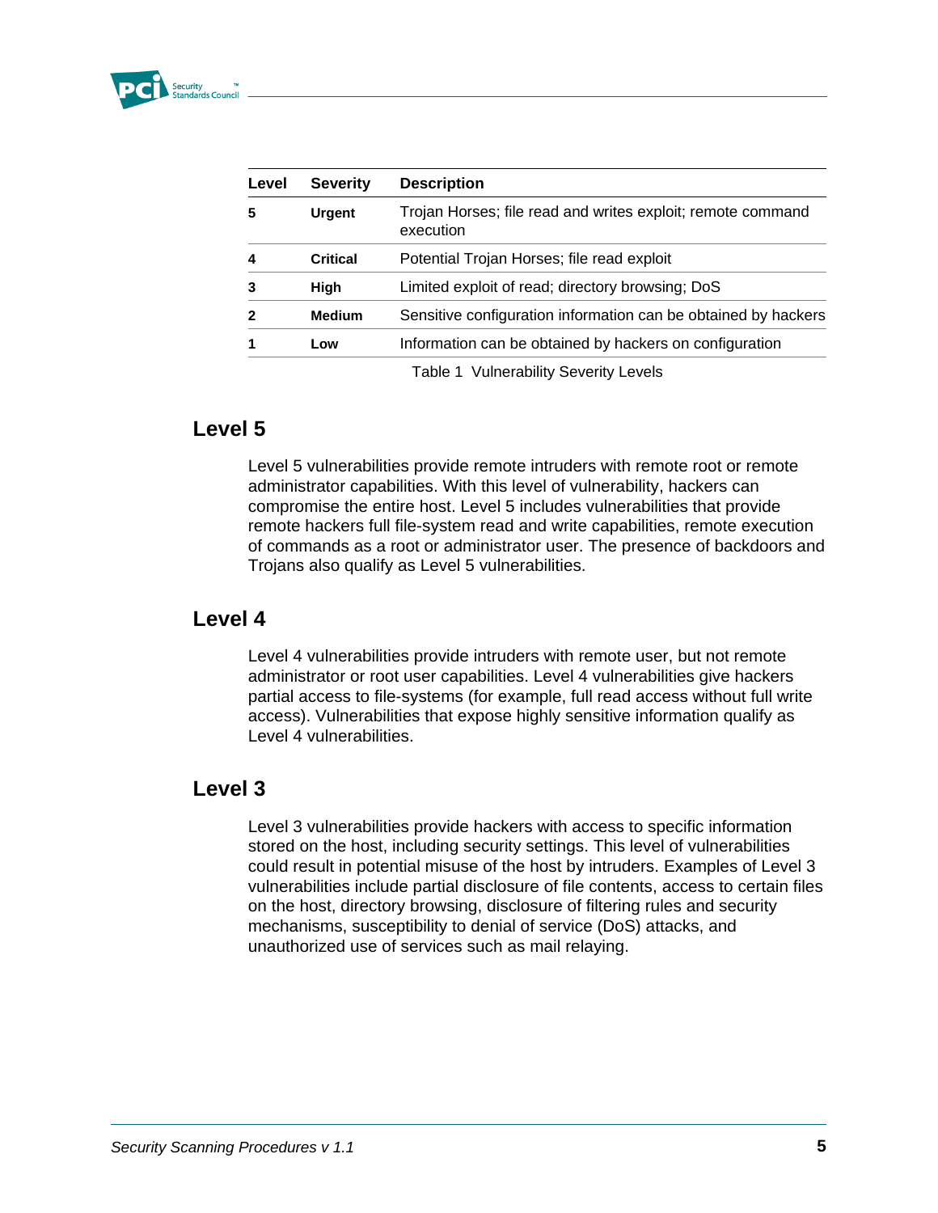| Level | Severity | Description |
|---|---|---|
| **5** | **Urgent** | Trojan Horses; file read and writes exploit; remote command execution |
| **4** | **Critical** | Potential Trojan Horses; file read exploit |
| **3** | **High** | Limited exploit of read; directory browsing; DoS |
| **2** | **Medium** | Sensitive configuration information can be obtained by hackers |
| **1** | **Low** | Information can be obtained by hackers on configuration |

Table 1 Vulnerability Severity Levels

## Level 5

Level 5 vulnerabilities provide remote intruders with remote root or remote administrator capabilities. With this level of vulnerability, hackers can compromise the entire host. Level 5 includes vulnerabilities that provide remote hackers full file-system read and write capabilities, remote execution of commands as a root or administrator user. The presence of backdoors and Trojans also qualify as Level 5 vulnerabilities.

## Level 4

Level 4 vulnerabilities provide intruders with remote user, but not remote administrator or root user capabilities. Level 4 vulnerabilities give hackers partial access to file-systems (for example, full read access without full write access). Vulnerabilities that expose highly sensitive information qualify as Level 4 vulnerabilities.

## Level 3

Level 3 vulnerabilities provide hackers with access to specific information stored on the host, including security settings. This level of vulnerabilities could result in potential misuse of the host by intruders. Examples of Level 3 vulnerabilities include partial disclosure of file contents, access to certain files on the host, directory browsing, disclosure of filtering rules and security mechanisms, susceptibility to denial of service (DoS) attacks, and unauthorized use of services such as mail relaying.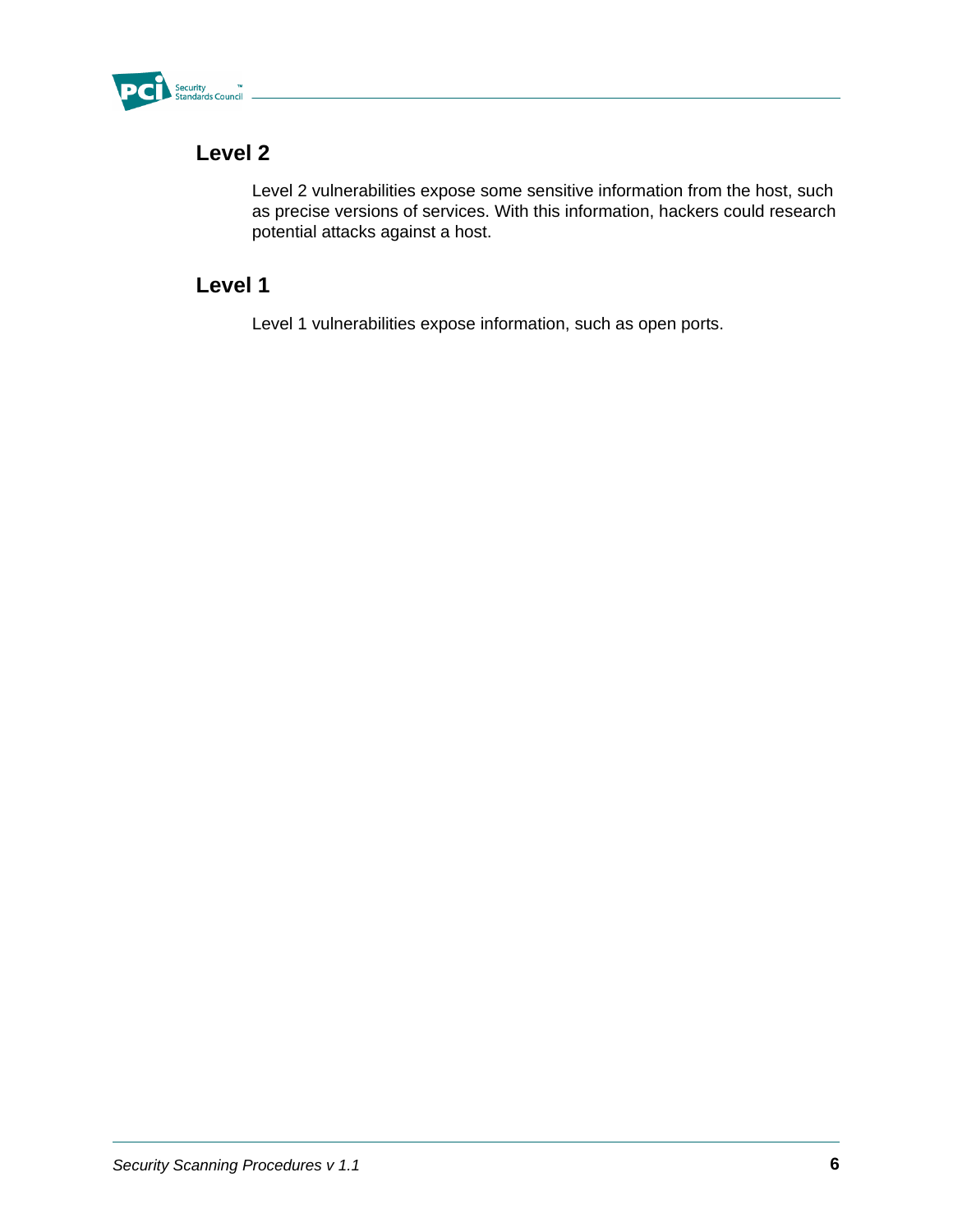## Level 2

Level 2 vulnerabilities expose some sensitive information from the host, such as precise versions of services. With this information, hackers could research potential attacks against a host.

## Level 1

Level 1 vulnerabilities expose information, such as open ports.